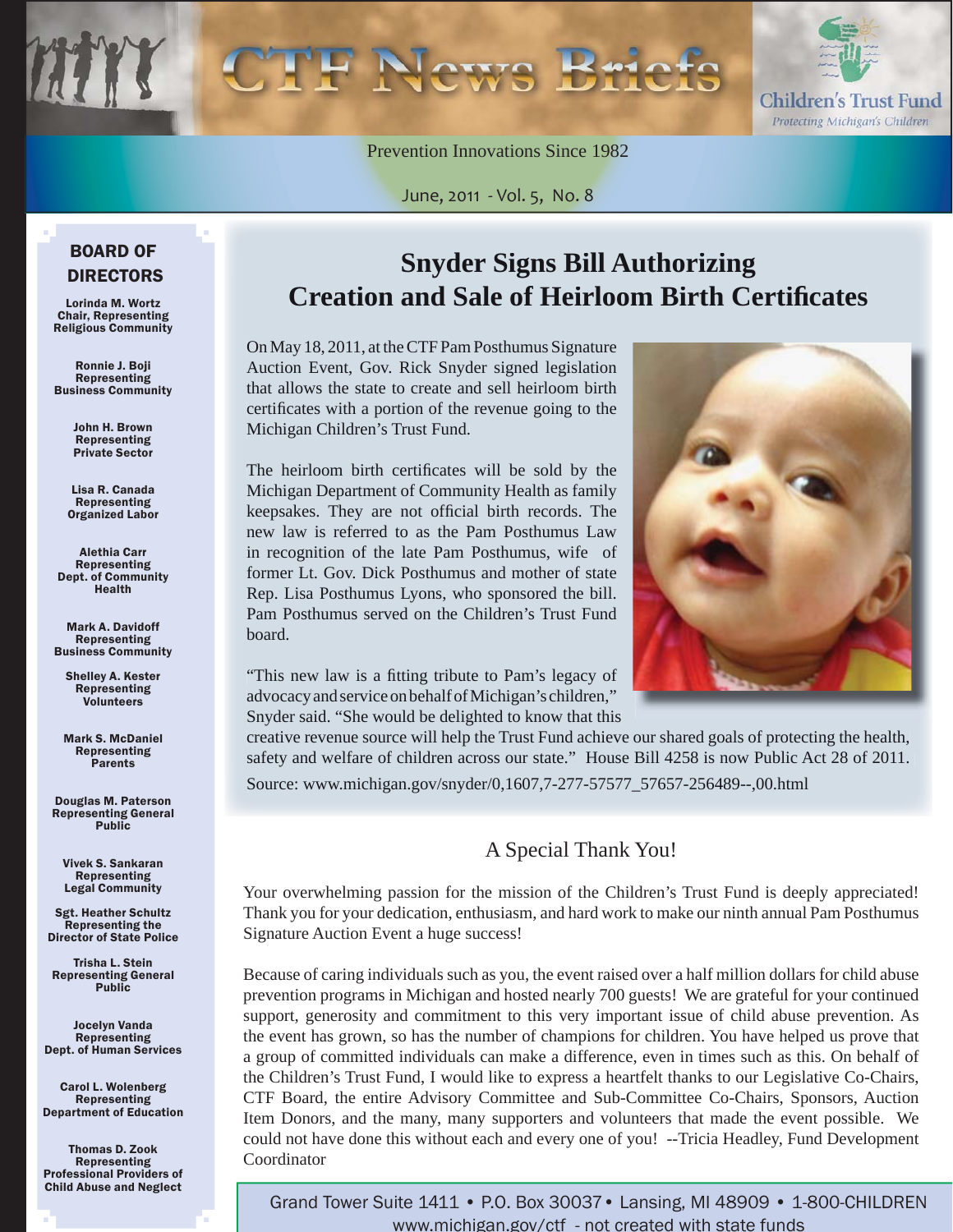# CTF News Briefs

Children's Trust Fund
*Protecting Michigan's Children*

Prevention Innovations Since 1982

June, 2011 - Vol. 5, No. 8

## Snyder Signs Bill Authorizing Creation and Sale of Heirloom Birth Certificates

On May 18, 2011, at the CTF Pam Posthumus Signature Auction Event, Gov. Rick Snyder signed legislation that allows the state to create and sell heirloom birth certificates with a portion of the revenue going to the Michigan Children's Trust Fund.

The heirloom birth certificates will be sold by the Michigan Department of Community Health as family keepsakes. They are not official birth records. The new law is referred to as the Pam Posthumus Law in recognition of the late Pam Posthumus, wife of former Lt. Gov. Dick Posthumus and mother of state Rep. Lisa Posthumus Lyons, who sponsored the bill. Pam Posthumus served on the Children's Trust Fund board.

"This new law is a fitting tribute to Pam's legacy of advocacy and service on behalf of Michigan's children," Snyder said. "She would be delighted to know that this creative revenue source will help the Trust Fund achieve our shared goals of protecting the health, safety and welfare of children across our state." House Bill 4258 is now Public Act 28 of 2011.

Source: www.michigan.gov/snyder/0,1607,7-277-57577_57657-256489--,00.html

## A Special Thank You!

Your overwhelming passion for the mission of the Children's Trust Fund is deeply appreciated! Thank you for your dedication, enthusiasm, and hard work to make our ninth annual Pam Posthumus Signature Auction Event a huge success!

Because of caring individuals such as you, the event raised over a half million dollars for child abuse prevention programs in Michigan and hosted nearly 700 guests! We are grateful for your continued support, generosity and commitment to this very important issue of child abuse prevention. As the event has grown, so has the number of champions for children. You have helped us prove that a group of committed individuals can make a difference, even in times such as this. On behalf of the Children's Trust Fund, I would like to express a heartfelt thanks to our Legislative Co-Chairs, CTF Board, the entire Advisory Committee and Sub-Committee Co-Chairs, Sponsors, Auction Item Donors, and the many, many supporters and volunteers that made the event possible. We could not have done this without each and every one of you! --Tricia Headley, Fund Development Coordinator

## BOARD OF DIRECTORS

**Lorinda M. Wortz**
Chair, Representing Religious Community

**Ronnie J. Boji**
Representing Business Community

**John H. Brown**
Representing Private Sector

**Lisa R. Canada**
Representing Organized Labor

**Alethia Carr**
Representing Dept. of Community Health

**Mark A. Davidoff**
Representing Business Community

**Shelley A. Kester**
Representing Volunteers

**Mark S. McDaniel**
Representing Parents

**Douglas M. Paterson**
Representing General Public

**Vivek S. Sankaran**
Representing Legal Community

**Sgt. Heather Schultz**
Representing the Director of State Police

**Trisha L. Stein**
Representing General Public

**Jocelyn Vanda**
Representing Dept. of Human Services

**Carol L. Wolenberg**
Representing Department of Education

**Thomas D. Zook**
Representing Professional Providers of Child Abuse and Neglect

Grand Tower Suite 1411 • P.O. Box 30037 • Lansing, MI 48909 • 1-800-CHILDREN
www.michigan.gov/ctf - not created with state funds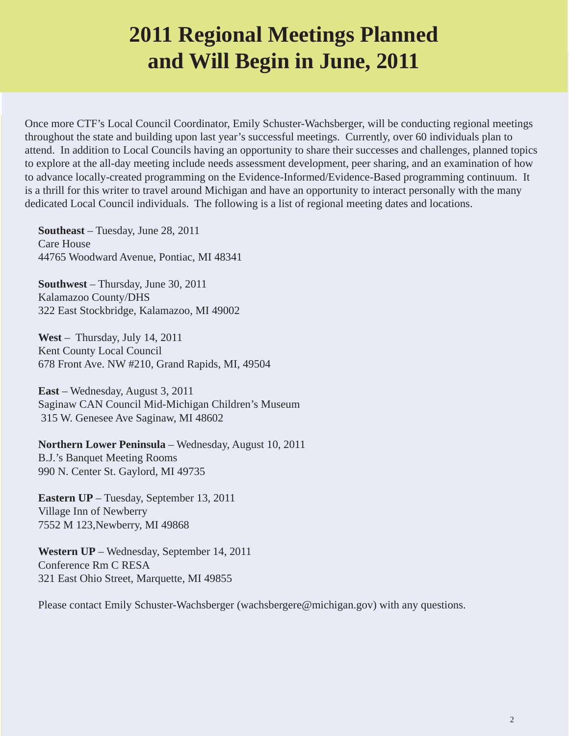# 2011 Regional Meetings Planned and Will Begin in June, 2011

Once more CTF's Local Council Coordinator, Emily Schuster-Wachsberger, will be conducting regional meetings throughout the state and building upon last year's successful meetings. Currently, over 60 individuals plan to attend. In addition to Local Councils having an opportunity to share their successes and challenges, planned topics to explore at the all-day meeting include needs assessment development, peer sharing, and an examination of how to advance locally-created programming on the Evidence-Informed/Evidence-Based programming continuum. It is a thrill for this writer to travel around Michigan and have an opportunity to interact personally with the many dedicated Local Council individuals. The following is a list of regional meeting dates and locations.

**Southeast** – Tuesday, June 28, 2011
Care House
44765 Woodward Avenue, Pontiac, MI 48341

**Southwest** – Thursday, June 30, 2011
Kalamazoo County/DHS
322 East Stockbridge, Kalamazoo, MI 49002

**West** – Thursday, July 14, 2011
Kent County Local Council
678 Front Ave. NW #210, Grand Rapids, MI, 49504

**East** – Wednesday, August 3, 2011
Saginaw CAN Council Mid-Michigan Children's Museum
315 W. Genesee Ave Saginaw, MI 48602

**Northern Lower Peninsula** – Wednesday, August 10, 2011
B.J.'s Banquet Meeting Rooms
990 N. Center St. Gaylord, MI 49735

**Eastern UP** – Tuesday, September 13, 2011
Village Inn of Newberry
7552 M 123,Newberry, MI 49868

**Western UP** – Wednesday, September 14, 2011
Conference Rm C RESA
321 East Ohio Street, Marquette, MI 49855

Please contact Emily Schuster-Wachsberger (wachsbergere@michigan.gov) with any questions.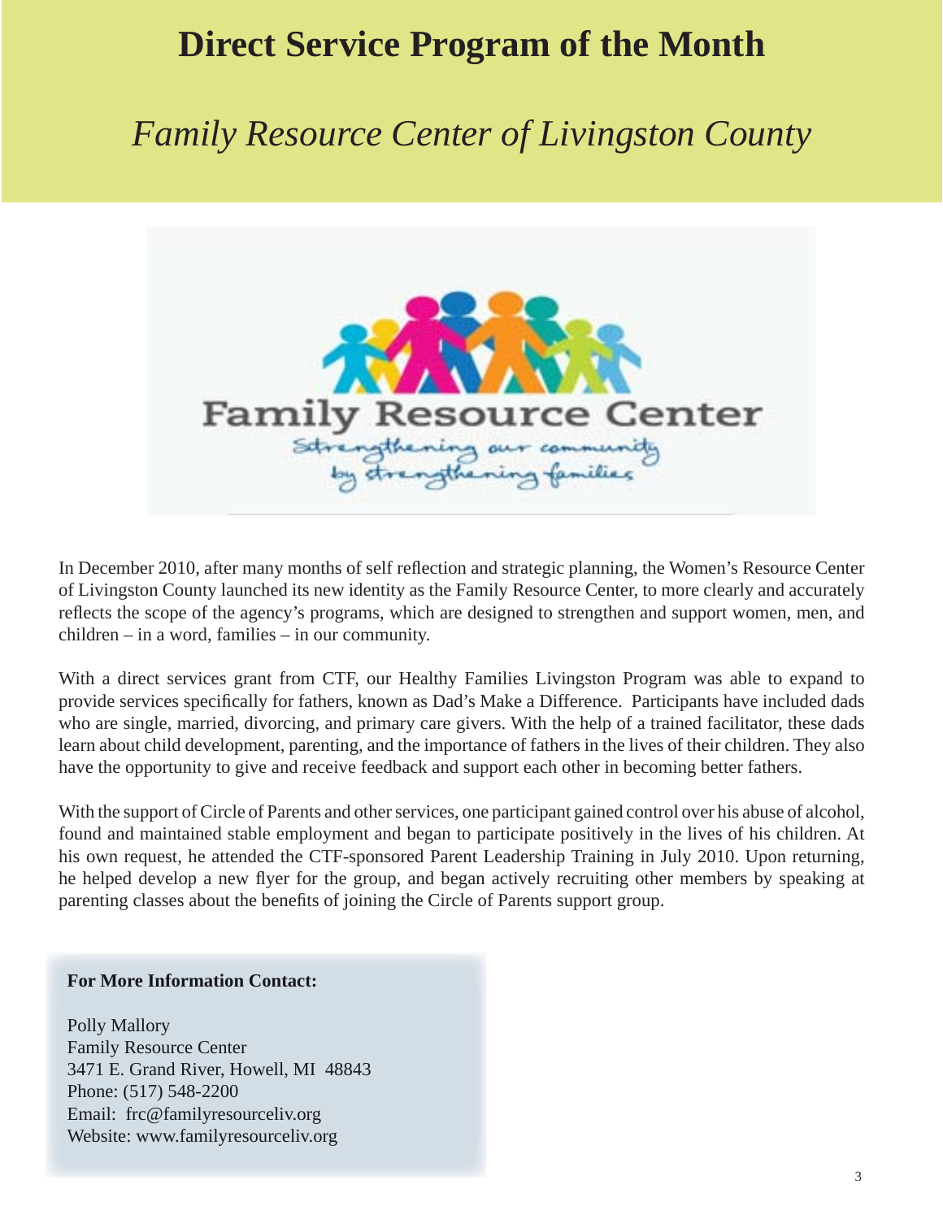# Direct Service Program of the Month

## *Family Resource Center of Livingston County*

Family Resource Center

Strengthening our community by strengthening families

In December 2010, after many months of self reflection and strategic planning, the Women's Resource Center of Livingston County launched its new identity as the Family Resource Center, to more clearly and accurately reflects the scope of the agency's programs, which are designed to strengthen and support women, men, and children – in a word, families – in our community.

With a direct services grant from CTF, our Healthy Families Livingston Program was able to expand to provide services specifically for fathers, known as Dad's Make a Difference. Participants have included dads who are single, married, divorcing, and primary care givers. With the help of a trained facilitator, these dads learn about child development, parenting, and the importance of fathers in the lives of their children. They also have the opportunity to give and receive feedback and support each other in becoming better fathers.

With the support of Circle of Parents and other services, one participant gained control over his abuse of alcohol, found and maintained stable employment and began to participate positively in the lives of his children. At his own request, he attended the CTF-sponsored Parent Leadership Training in July 2010. Upon returning, he helped develop a new flyer for the group, and began actively recruiting other members by speaking at parenting classes about the benefits of joining the Circle of Parents support group.

**For More Information Contact:**

Polly Mallory
Family Resource Center
3471 E. Grand River, Howell, MI 48843
Phone: (517) 548-2200
Email: frc@familyresourceliv.org
Website: www.familyresourceliv.org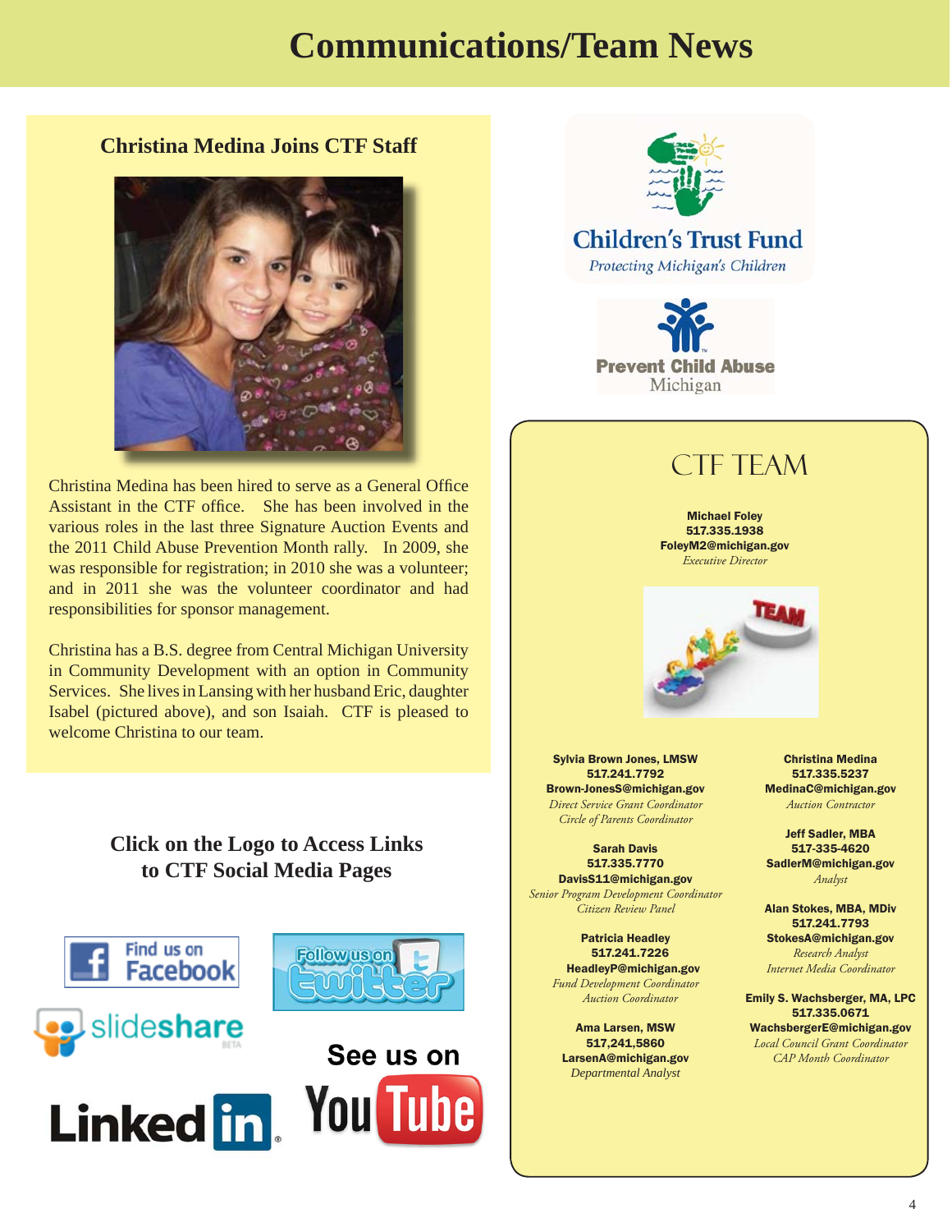# Communications/Team News

## Christina Medina Joins CTF Staff

Christina Medina has been hired to serve as a General Office Assistant in the CTF office. She has been involved in the various roles in the last three Signature Auction Events and the 2011 Child Abuse Prevention Month rally. In 2009, she was responsible for registration; in 2010 she was a volunteer; and in 2011 she was the volunteer coordinator and had responsibilities for sponsor management.

Christina has a B.S. degree from Central Michigan University in Community Development with an option in Community Services. She lives in Lansing with her husband Eric, daughter Isabel (pictured above), and son Isaiah. CTF is pleased to welcome Christina to our team.

### Click on the Logo to Access Links to CTF Social Media Pages

Find us on Facebook

Follow us on twitter

slideshare

LinkedIn

See us on YouTube

Children's Trust Fund
*Protecting Michigan's Children*

Prevent Child Abuse Michigan

## CTF TEAM

**Michael Foley**
**517.335.1938**
**FoleyM2@michigan.gov**
*Executive Director*

TEAM

**Sylvia Brown Jones, LMSW**
**517.241.7792**
**Brown-JonesS@michigan.gov**
*Direct Service Grant Coordinator*
*Circle of Parents Coordinator*

**Sarah Davis**
**517.335.7770**
**DavisS11@michigan.gov**
*Senior Program Development Coordinator*
*Citizen Review Panel*

**Patricia Headley**
**517.241.7226**
**HeadleyP@michigan.gov**
*Fund Development Coordinator*
*Auction Coordinator*

**Ama Larsen, MSW**
**517,241,5860**
**LarsenA@michigan.gov**
*Departmental Analyst*

**Christina Medina**
**517.335.5237**
**MedinaC@michigan.gov**
*Auction Contractor*

**Jeff Sadler, MBA**
**517-335-4620**
**SadlerM@michigan.gov**
*Analyst*

**Alan Stokes, MBA, MDiv**
**517.241.7793**
**StokesA@michigan.gov**
*Research Analyst*
*Internet Media Coordinator*

**Emily S. Wachsberger, MA, LPC**
**517.335.0671**
**WachsbergerE@michigan.gov**
*Local Council Grant Coordinator*
*CAP Month Coordinator*